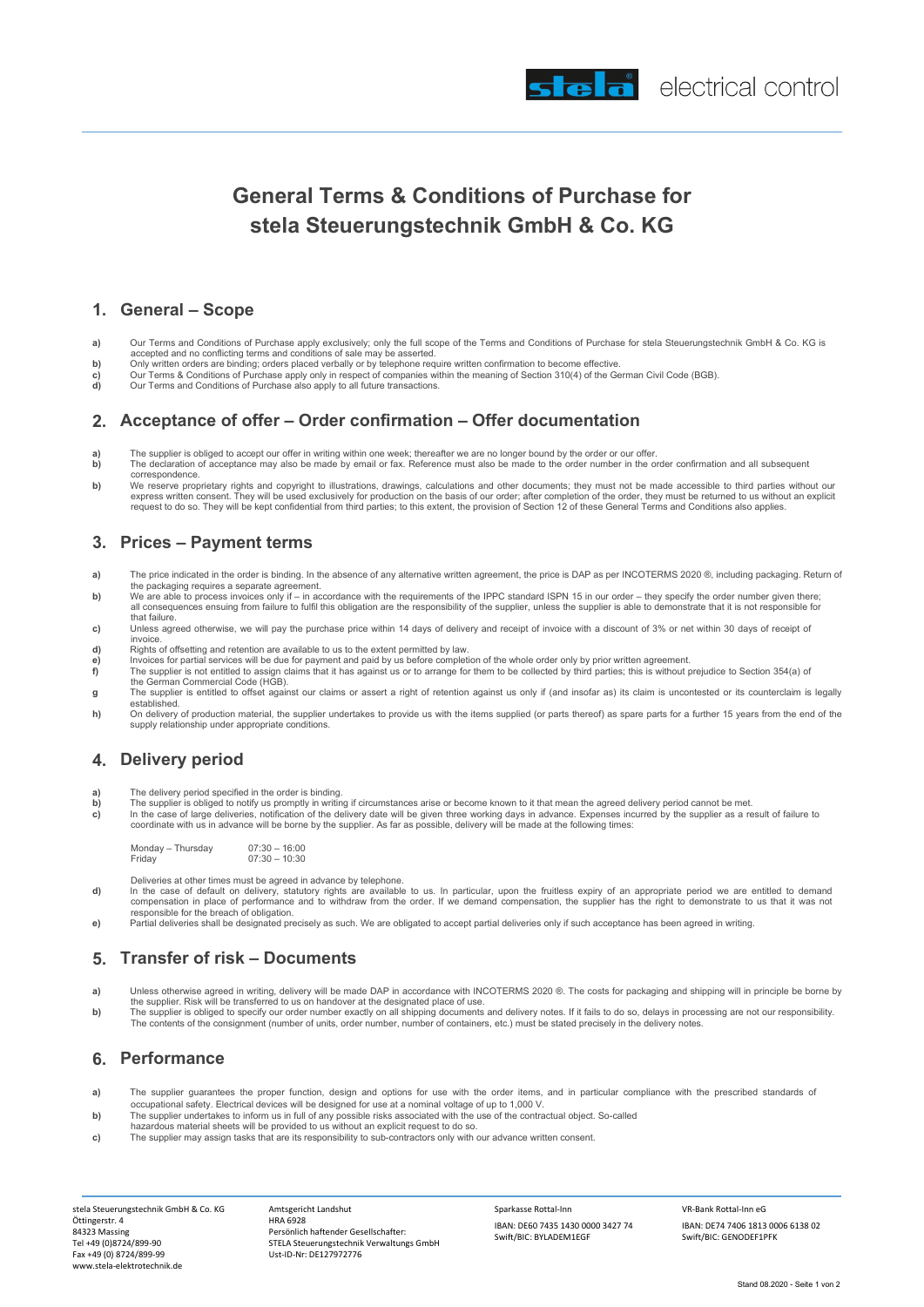# General Terms & Conditions of Purchase for stela Steuerungstechnik GmbH & Co. KG

## 1. General – Scope

**a)** Our Terms and Conditions of Purchase apply exclusively; only the full scope of the Terms and Conditions of Purchase for stela Steuerungstechnik GmbH & Co. KG is accepted and no conflicting terms and conditions of sale may be asserted.
**b)** Only written orders are binding; orders placed verbally or by telephone require written confirmation to become effective.
**c)** Our Terms & Conditions of Purchase apply only in respect of companies within the meaning of Section 310(4) of the German Civil Code (BGB).
**d)** Our Terms and Conditions of Purchase also apply to all future transactions.

## 2. Acceptance of offer – Order confirmation – Offer documentation

**a)** The supplier is obliged to accept our offer in writing within one week; thereafter we are no longer bound by the order or our offer.
**b)** The declaration of acceptance may also be made by email or fax. Reference must also be made to the order number in the order confirmation and all subsequent correspondence.
**b)** We reserve proprietary rights and copyright to illustrations, drawings, calculations and other documents; they must not be made accessible to third parties without our express written consent. They will be used exclusively for production on the basis of our order; after completion of the order, they must be returned to us without an explicit request to do so. They will be kept confidential from third parties; to this extent, the provision of Section 12 of these General Terms and Conditions also applies.

## 3. Prices – Payment terms

**a)** The price indicated in the order is binding. In the absence of any alternative written agreement, the price is DAP as per INCOTERMS 2020 ®, including packaging. Return of the packaging requires a separate agreement.
**b)** We are able to process invoices only if – in accordance with the requirements of the IPPC standard ISPN 15 in our order – they specify the order number given there; all consequences ensuing from failure to fulfil this obligation are the responsibility of the supplier, unless the supplier is able to demonstrate that it is not responsible for that failure.
**c)** Unless agreed otherwise, we will pay the purchase price within 14 days of delivery and receipt of invoice with a discount of 3% or net within 30 days of receipt of invoice.
**d)** Rights of offsetting and retention are available to us to the extent permitted by law.
**e)** Invoices for partial services will be due for payment and paid by us before completion of the whole order only by prior written agreement.
**f)** The supplier is not entitled to assign claims that it has against us or to arrange for them to be collected by third parties; this is without prejudice to Section 354(a) of the German Commercial Code (HGB).
**g** The supplier is entitled to offset against our claims or assert a right of retention against us only if (and insofar as) its claim is uncontested or its counterclaim is legally established.
**h)** On delivery of production material, the supplier undertakes to provide us with the items supplied (or parts thereof) as spare parts for a further 15 years from the end of the supply relationship under appropriate conditions.

## 4. Delivery period

**a)** The delivery period specified in the order is binding.
**b)** The supplier is obliged to notify us promptly in writing if circumstances arise or become known to it that mean the agreed delivery period cannot be met.
**c)** In the case of large deliveries, notification of the delivery date will be given three working days in advance. Expenses incurred by the supplier as a result of failure to coordinate with us in advance will be borne by the supplier. As far as possible, delivery will be made at the following times:

| | |
|---|---|
| Monday – Thursday | 07:30 – 16:00 |
| Friday | 07:30 – 10:30 |

Deliveries at other times must be agreed in advance by telephone.
**d)** In the case of default on delivery, statutory rights are available to us. In particular, upon the fruitless expiry of an appropriate period we are entitled to demand compensation in place of performance and to withdraw from the order. If we demand compensation, the supplier has the right to demonstrate to us that it was not responsible for the breach of obligation.
**e)** Partial deliveries shall be designated precisely as such. We are obligated to accept partial deliveries only if such acceptance has been agreed in writing.

## 5. Transfer of risk – Documents

**a)** Unless otherwise agreed in writing, delivery will be made DAP in accordance with INCOTERMS 2020 ®. The costs for packaging and shipping will in principle be borne by the supplier. Risk will be transferred to us on handover at the designated place of use.
**b)** The supplier is obliged to specify our order number exactly on all shipping documents and delivery notes. If it fails to do so, delays in processing are not our responsibility. The contents of the consignment (number of units, order number, number of containers, etc.) must be stated precisely in the delivery notes.

## 6. Performance

**a)** The supplier guarantees the proper function, design and options for use with the order items, and in particular compliance with the prescribed standards of occupational safety. Electrical devices will be designed for use at a nominal voltage of up to 1,000 V.
**b)** The supplier undertakes to inform us in full of any possible risks associated with the use of the contractual object. So-called hazardous material sheets will be provided to us without an explicit request to do so.
**c)** The supplier may assign tasks that are its responsibility to sub-contractors only with our advance written consent.

stela Steuerungstechnik GmbH & Co. KG
Öttingerstr. 4
84323 Massing
Tel +49 (0)8724/899-90
Fax +49 (0) 8724/899-99
www.stela-elektrotechnik.de

Amtsgericht Landshut
HRA 6928
Persönlich haftender Gesellschafter:
STELA Steuerungstechnik Verwaltungs GmbH
Ust-ID-Nr: DE127972776

Sparkasse Rottal-Inn
IBAN: DE60 7435 1430 0000 3427 74
Swift/BIC: BYLADEM1EGF

VR-Bank Rottal-Inn eG
IBAN: DE74 7406 1813 0006 6138 02
Swift/BIC: GENODEF1PFK

Stand 08.2020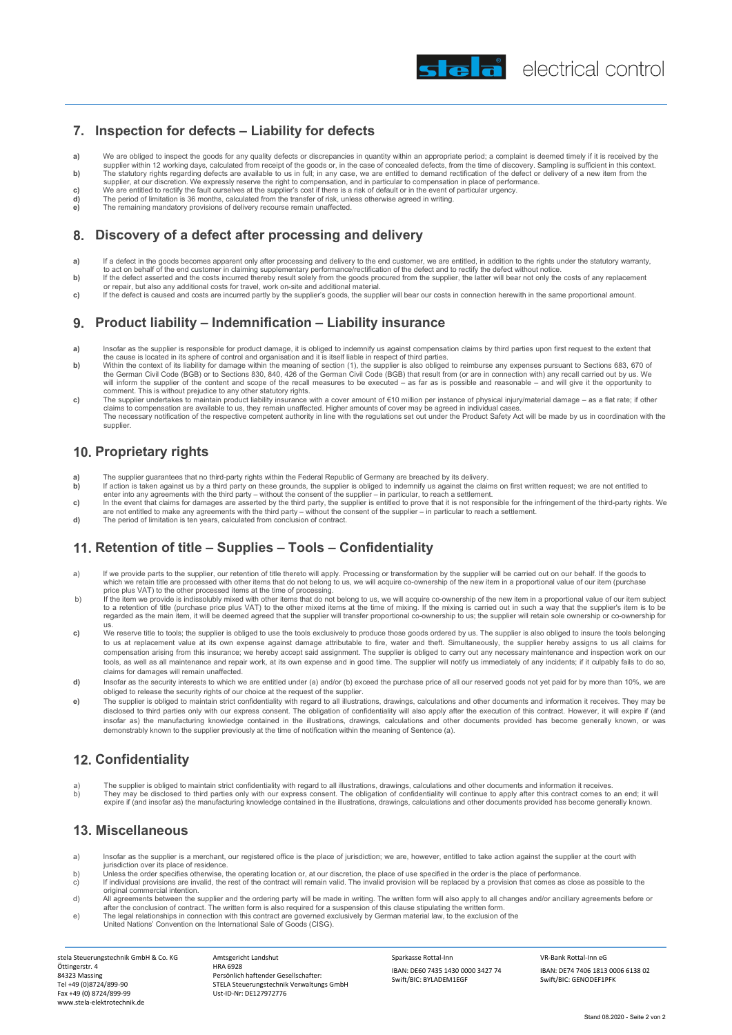## 7. Inspection for defects – Liability for defects

**a)** We are obliged to inspect the goods for any quality defects or discrepancies in quantity within an appropriate period; a complaint is deemed timely if it is received by the supplier within 12 working days, calculated from receipt of the goods or, in the case of concealed defects, from the time of discovery. Sampling is sufficient in this context.

**b)** The statutory rights regarding defects are available to us in full; in any case, we are entitled to demand rectification of the defect or delivery of a new item from the supplier, at our discretion. We expressly reserve the right to compensation, and in particular to compensation in place of performance.

**c)** We are entitled to rectify the fault ourselves at the supplier's cost if there is a risk of default or in the event of particular urgency.

**d)** The period of limitation is 36 months, calculated from the transfer of risk, unless otherwise agreed in writing.

**e)** The remaining mandatory provisions of delivery recourse remain unaffected.

## 8. Discovery of a defect after processing and delivery

**a)** If a defect in the goods becomes apparent only after processing and delivery to the end customer, we are entitled, in addition to the rights under the statutory warranty, to act on behalf of the end customer in claiming supplementary performance/rectification of the defect and to rectify the defect without notice.

**b)** If the defect asserted and the costs incurred thereby result solely from the goods procured from the supplier, the latter will bear not only the costs of any replacement or repair, but also any additional costs for travel, work on-site and additional material.

**c)** If the defect is caused and costs are incurred partly by the supplier's goods, the supplier will bear our costs in connection herewith in the same proportional amount.

## 9. Product liability – Indemnification – Liability insurance

**a)** Insofar as the supplier is responsible for product damage, it is obliged to indemnify us against compensation claims by third parties upon first request to the extent that the cause is located in its sphere of control and organisation and it is itself liable in respect of third parties.

**b)** Within the context of its liability for damage within the meaning of section (1), the supplier is also obliged to reimburse any expenses pursuant to Sections 683, 670 of the German Civil Code (BGB) or to Sections 830, 840, 426 of the German Civil Code (BGB) that result from (or are in connection with) any recall carried out by us. We will inform the supplier of the content and scope of the recall measures to be executed – as far as is possible and reasonable – and will give it the opportunity to comment. This is without prejudice to any other statutory rights.

**c)** The supplier undertakes to maintain product liability insurance with a cover amount of €10 million per instance of physical injury/material damage – as a flat rate; if other claims to compensation are available to us, they remain unaffected. Higher amounts of cover may be agreed in individual cases.
The necessary notification of the respective competent authority in line with the regulations set out under the Product Safety Act will be made by us in coordination with the supplier.

## 10. Proprietary rights

**a)** The supplier guarantees that no third-party rights within the Federal Republic of Germany are breached by its delivery.

**b)** If action is taken against us by a third party on these grounds, the supplier is obliged to indemnify us against the claims on first written request; we are not entitled to enter into any agreements with the third party – without the consent of the supplier – in particular, to reach a settlement.

**c)** In the event that claims for damages are asserted by the third party, the supplier is entitled to prove that it is not responsible for the infringement of the third-party rights. We are not entitled to make any agreements with the third party – without the consent of the supplier – in particular to reach a settlement.

**d)** The period of limitation is ten years, calculated from conclusion of contract.

## 11. Retention of title – Supplies – Tools – Confidentiality

a) If we provide parts to the supplier, our retention of title thereto will apply. Processing or transformation by the supplier will be carried out on our behalf. If the goods to which we retain title are processed with other items that do not belong to us, we will acquire co-ownership of the new item in a proportional value of our item (purchase price plus VAT) to the other processed items at the time of processing.

b) If the item we provide is indissolubly mixed with other items that do not belong to us, we will acquire co-ownership of the new item in a proportional value of our item subject to a retention of title (purchase price plus VAT) to the other mixed items at the time of mixing. If the mixing is carried out in such a way that the supplier's item is to be regarded as the main item, it will be deemed agreed that the supplier will transfer proportional co-ownership to us; the supplier will retain sole ownership or co-ownership for us.

**c)** We reserve title to tools; the supplier is obliged to use the tools exclusively to produce those goods ordered by us. The supplier is also obliged to insure the tools belonging to us at replacement value at its own expense against damage attributable to fire, water and theft. Simultaneously, the supplier hereby assigns to us all claims for compensation arising from this insurance; we hereby accept said assignment. The supplier is obliged to carry out any necessary maintenance and inspection work on our tools, as well as all maintenance and repair work, at its own expense and in good time. The supplier will notify us immediately of any incidents; if it culpably fails to do so, claims for damages will remain unaffected.

**d)** Insofar as the security interests to which we are entitled under (a) and/or (b) exceed the purchase price of all our reserved goods not yet paid for by more than 10%, we are obliged to release the security rights of our choice at the request of the supplier.

**e)** The supplier is obliged to maintain strict confidentiality with regard to all illustrations, drawings, calculations and other documents and information it receives. They may be disclosed to third parties only with our express consent. The obligation of confidentiality will also apply after the execution of this contract. However, it will expire if (and insofar as) the manufacturing knowledge contained in the illustrations, drawings, calculations and other documents provided has become generally known, or was demonstrably known to the supplier previously at the time of notification within the meaning of Sentence (a).

## 12. Confidentiality

a) The supplier is obliged to maintain strict confidentiality with regard to all illustrations, drawings, calculations and other documents and information it receives.

b) They may be disclosed to third parties only with our express consent. The obligation of confidentiality will continue to apply after this contract comes to an end; it will expire if (and insofar as) the manufacturing knowledge contained in the illustrations, drawings, calculations and other documents provided has become generally known.

## 13. Miscellaneous

a) Insofar as the supplier is a merchant, our registered office is the place of jurisdiction; we are, however, entitled to take action against the supplier at the court with jurisdiction over its place of residence.

b) Unless the order specifies otherwise, the operating location or, at our discretion, the place of use specified in the order is the place of performance.

c) If individual provisions are invalid, the rest of the contract will remain valid. The invalid provision will be replaced by a provision that comes as close as possible to the original commercial intention.

d) All agreements between the supplier and the ordering party will be made in writing. The written form will also apply to all changes and/or ancillary agreements before or after the conclusion of contract. The written form is also required for a suspension of this clause stipulating the written form.

e) The legal relationships in connection with this contract are governed exclusively by German material law, to the exclusion of the United Nations' Convention on the International Sale of Goods (CISG).

stela Steuerungstechnik GmbH & Co. KG
Öttingerstr. 4
84323 Massing
Tel +49 (0)8724/899-90
Fax +49 (0) 8724/899-99
www.stela-elektrotechnik.de

Amtsgericht Landshut
HRA 6928
Persönlich haftender Gesellschafter:
STELA Steuerungstechnik Verwaltungs GmbH
Ust-ID-Nr: DE127972776

Sparkasse Rottal-Inn
IBAN: DE60 7435 1430 0000 3427 74
Swift/BIC: BYLADEM1EGF

VR-Bank Rottal-Inn eG
IBAN: DE74 7406 1813 0006 6138 02
Swift/BIC: GENODEF1PFK

Stand 08.2020